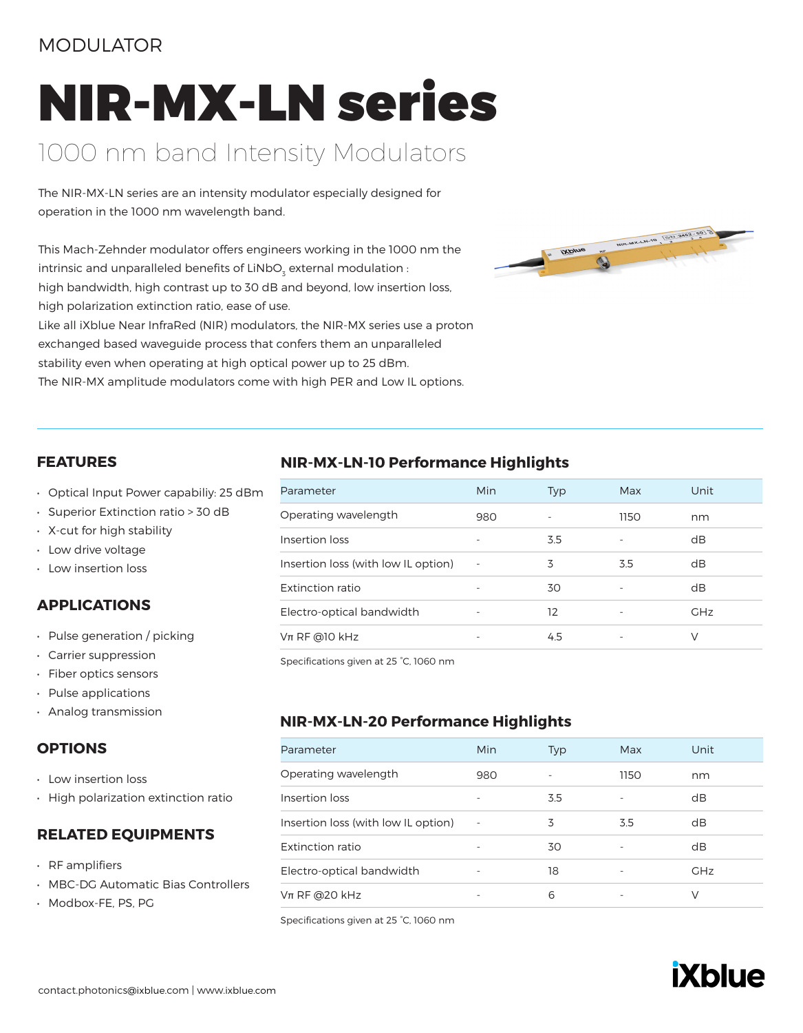MODULATOR

# NIR-MX-LN series

## 1000 nm band Intensity Modulators

The NIR-MX-LN series are an intensity modulator especially designed for operation in the 1000 nm wavelength band.

This Mach-Zehnder modulator offers engineers working in the 1000 nm the intrinsic and unparalleled benefits of $LiNbO_3$ external modulation :
high bandwidth, high contrast up to 30 dB and beyond, low insertion loss, high polarization extinction ratio, ease of use.
Like all iXblue Near InfraRed (NIR) modulators, the NIR-MX series use a proton exchanged based waveguide process that confers them an unparaleled stability even when operating at high optical power up to 25 dBm.
The NIR-MX amplitude modulators come with high PER and Low IL options.

### FEATURES

- Optical Input Power capabiliy: 25 dBm
- Superior Extinction ratio > 30 dB
- X-cut for high stability
- Low drive voltage
- Low insertion loss

### APPLICATIONS

- Pulse generation / picking
- Carrier suppression
- Fiber optics sensors
- Pulse applications
- Analog transmission

### OPTIONS

- Low insertion loss
- High polarization extinction ratio

### RELATED EQUIPMENTS

- RF amplifiers
- MBC-DG Automatic Bias Controllers
- Modbox-FE, PS, PG

### NIR-MX-LN-10 Performance Highlights

| Parameter | Min | Typ | Max | Unit |
|---|---|---|---|---|
| Operating wavelength | 980 | - | 1150 | nm |
| Insertion loss | - | 3.5 | - | dB |
| Insertion loss (with low IL option) | - | 3 | 3.5 | dB |
| Extinction ratio | - | 30 | - | dB |
| Electro-optical bandwidth | - | 12 | - | GHz |
| Vπ RF @10 kHz | - | 4.5 | - | V |

Specifications given at 25 °C, 1060 nm

### NIR-MX-LN-20 Performance Highlights

| Parameter | Min | Typ | Max | Unit |
|---|---|---|---|---|
| Operating wavelength | 980 | - | 1150 | nm |
| Insertion loss | - | 3.5 | - | dB |
| Insertion loss (with low IL option) | - | 3 | 3.5 | dB |
| Extinction ratio | - | 30 | - | dB |
| Electro-optical bandwidth | - | 18 | - | GHz |
| Vπ RF @20 kHz | - | 6 | - | V |

Specifications given at 25 °C, 1060 nm

contact.photonics@ixblue.com | www.ixblue.com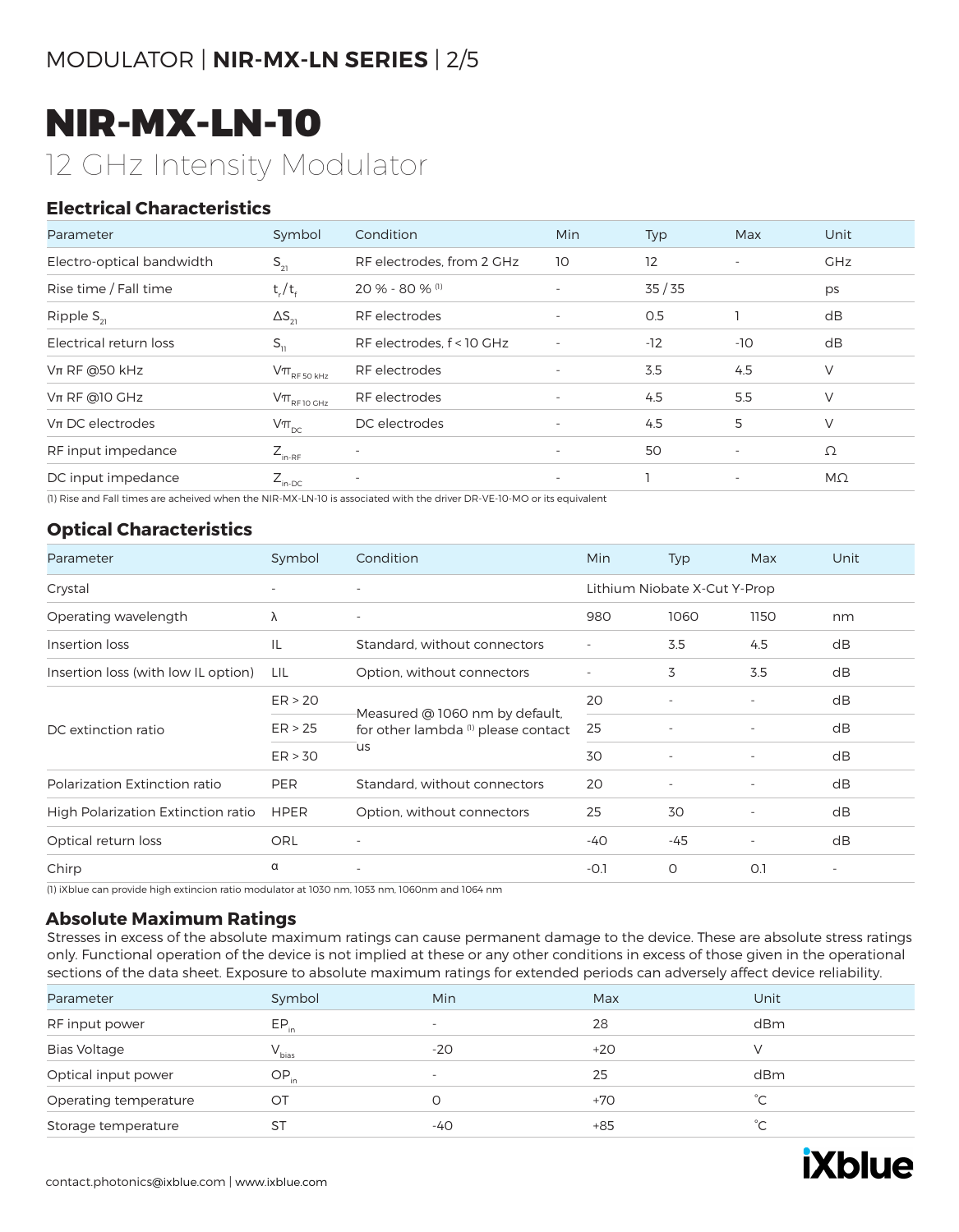# NIR-MX-LN-10

## 12 GHz Intensity Modulator

### Electrical Characteristics

| Parameter | Symbol | Condition | Min | Typ | Max | Unit |
|---|---|---|---|---|---|---|
| Electro-optical bandwidth | $S_{21}$ | RF electrodes, from 2 GHz | 10 | 12 | - | GHz |
| Rise time / Fall time | $t_r/t_f$ | 20 % - 80 % (1) | - | 35 / 35 | | ps |
| Ripple $S_{21}$ | $\Delta S_{21}$ | RF electrodes | - | 0.5 | 1 | dB |
| Electrical return loss | $S_{11}$ | RF electrodes, f < 10 GHz | - | -12 | -10 | dB |
| Vπ RF @50 kHz | $V\pi_{RF\ 50\ kHz}$ | RF electrodes | - | 3.5 | 4.5 | V |
| Vπ RF @10 GHz | $V\pi_{RF\ 10\ GHz}$ | RF electrodes | - | 4.5 | 5.5 | V |
| Vπ DC electrodes | $V\pi_{DC}$ | DC electrodes | - | 4.5 | 5 | V |
| RF input impedance | $Z_{in-RF}$ | - | - | 50 | - | Ω |
| DC input impedance | $Z_{in-DC}$ | - | - | 1 | - | MΩ |

(1) Rise and Fall times are acheived when the NIR-MX-LN-10 is associated with the driver DR-VE-10-MO or its equivalent

### Optical Characteristics

| Parameter | Symbol | Condition | Min | Typ | Max | Unit |
|---|---|---|---|---|---|---|
| Crystal | - | - | Lithium Niobate X-Cut Y-Prop | | | |
| Operating wavelength | λ | - | 980 | 1060 | 1150 | nm |
| Insertion loss | IL | Standard, without connectors | - | 3.5 | 4.5 | dB |
| Insertion loss (with low IL option) | LIL | Option, without connectors | - | 3 | 3.5 | dB |
| DC extinction ratio | ER > 20 | Measured @ 1060 nm by default, for other lambda (1) please contact us | 20 | - | - | dB |
| | ER > 25 | | 25 | - | - | dB |
| | ER > 30 | | 30 | - | - | dB |
| Polarization Extinction ratio | PER | Standard, without connectors | 20 | - | - | dB |
| High Polarization Extinction ratio | HPER | Option, without connectors | 25 | 30 | - | dB |
| Optical return loss | ORL | - | -40 | -45 | - | dB |
| Chirp | α | - | -0.1 | 0 | 0.1 | - |

(1) iXblue can provide high extincion ratio modulator at 1030 nm, 1053 nm, 1060nm and 1064 nm

### Absolute Maximum Ratings

Stresses in excess of the absolute maximum ratings can cause permanent damage to the device. These are absolute stress ratings only. Functional operation of the device is not implied at these or any other conditions in excess of those given in the operational sections of the data sheet. Exposure to absolute maximum ratings for extended periods can adversely affect device reliability.

| Parameter | Symbol | Min | Max | Unit |
|---|---|---|---|---|
| RF input power | $EP_{in}$ | - | 28 | dBm |
| Bias Voltage | $V_{bias}$ | -20 | +20 | V |
| Optical input power | $OP_{in}$ | - | 25 | dBm |
| Operating temperature | OT | 0 | +70 | °C |
| Storage temperature | ST | -40 | +85 | °C |

contact.photonics@ixblue.com | www.ixblue.com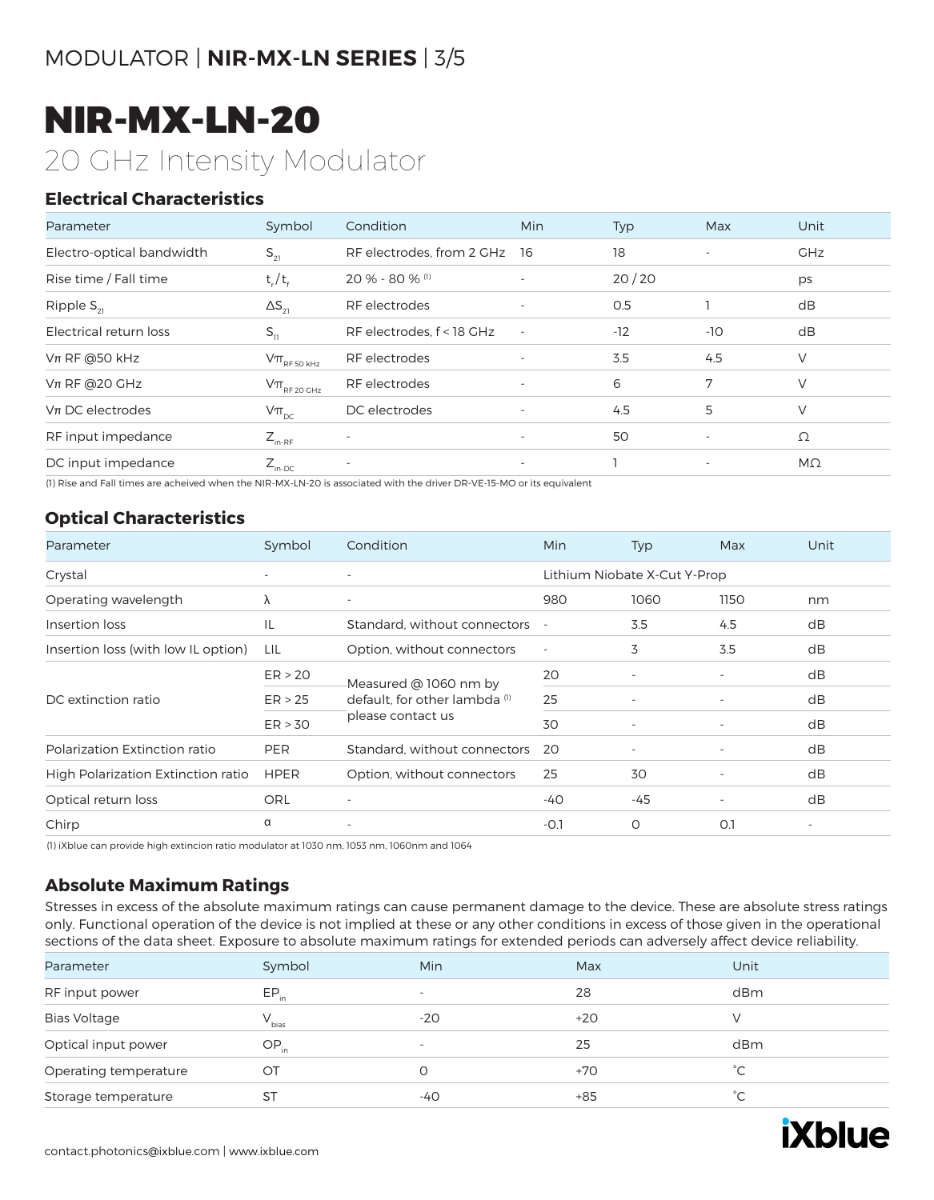// NIR-MX-LN-20

# NIR-MX-LN-20

## 20 GHz Intensity Modulator

### Electrical Characteristics

| Parameter | Symbol | Condition | Min | Typ | Max | Unit |
|---|---|---|---|---|---|---|
| Electro-optical bandwidth | $S_{21}$ | RF electrodes, from 2 GHz | 16 | 18 | - | GHz |
| Rise time / Fall time | $t_r/t_f$ | 20 % - 80 % (1) | - | 20 / 20 | | ps |
| Ripple $S_{21}$ | $\Delta S_{21}$ | RF electrodes | - | 0.5 | 1 | dB |
| Electrical return loss | $S_{11}$ | RF electrodes, f < 18 GHz | - | -12 | -10 | dB |
| Vπ RF @50 kHz | $V\pi_{RF\ 50\ kHz}$ | RF electrodes | - | 3.5 | 4.5 | V |
| Vπ RF @20 GHz | $V\pi_{RF\ 20\ GHz}$ | RF electrodes | - | 6 | 7 | V |
| Vπ DC electrodes | $V\pi_{DC}$ | DC electrodes | - | 4.5 | 5 | V |
| RF input impedance | $Z_{in-RF}$ | - | - | 50 | - | Ω |
| DC input impedance | $Z_{in-DC}$ | - | - | 1 | - | MΩ |

(1) Rise and Fall times are acheived when the NIR-MX-LN-20 is associated with the driver DR-VE-15-MO or its equivalent

### Optical Characteristics

| Parameter | Symbol | Condition | Min | Typ | Max | Unit |
|---|---|---|---|---|---|---|
| Crystal | - | - | Lithium Niobate X-Cut Y-Prop | | | |
| Operating wavelength | λ | - | 980 | 1060 | 1150 | nm |
| Insertion loss | IL | Standard, without connectors | - | 3.5 | 4.5 | dB |
| Insertion loss (with low IL option) | LIL | Option, without connectors | - | 3 | 3.5 | dB |
| DC extinction ratio | ER > 20 | Measured @ 1060 nm by default, for other lambda (1) please contact us | 20 | - | - | dB |
| | ER > 25 | | 25 | - | - | dB |
| | ER > 30 | | 30 | - | - | dB |
| Polarization Extinction ratio | PER | Standard, without connectors | 20 | - | - | dB |
| High Polarization Extinction ratio | HPER | Option, without connectors | 25 | 30 | - | dB |
| Optical return loss | ORL | - | -40 | -45 | - | dB |
| Chirp | α | - | -0.1 | 0 | 0.1 | - |

(1) iXblue can provide high extincion ratio modulator at 1030 nm, 1053 nm, 1060nm and 1064

### Absolute Maximum Ratings

Stresses in excess of the absolute maximum ratings can cause permanent damage to the device. These are absolute stress ratings only. Functional operation of the device is not implied at these or any other conditions in excess of those given in the operational sections of the data sheet. Exposure to absolute maximum ratings for extended periods can adversely affect device reliability.

| Parameter | Symbol | Min | Max | Unit |
|---|---|---|---|---|
| RF input power | $EP_{in}$ | - | 28 | dBm |
| Bias Voltage | $V_{bias}$ | -20 | +20 | V |
| Optical input power | $OP_{in}$ | - | 25 | dBm |
| Operating temperature | OT | 0 | +70 | °C |
| Storage temperature | ST | -40 | +85 | °C |

contact.photonics@ixblue.com | www.ixblue.com

iXblue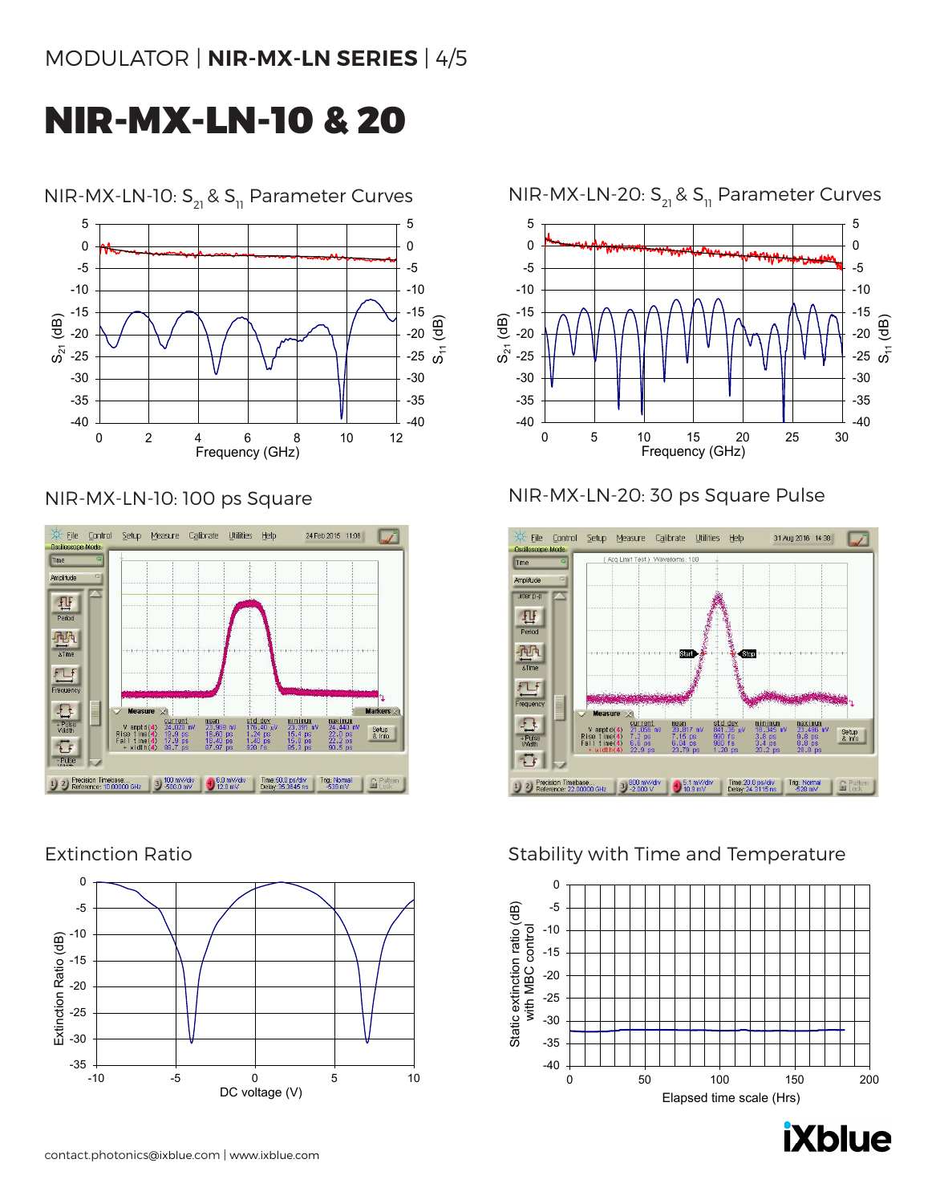# NIR-MX-LN-10 & 20

## NIR-MX-LN-10: $S_{21}$ & $S_{11}$ Parameter Curves

## NIR-MX-LN-20: $S_{21}$ & $S_{11}$ Parameter Curves

## NIR-MX-LN-10: 100 ps Square

## NIR-MX-LN-20: 30 ps Square Pulse

## Extinction Ratio

## Stability with Time and Temperature

contact.photonics@ixblue.com | www.ixblue.com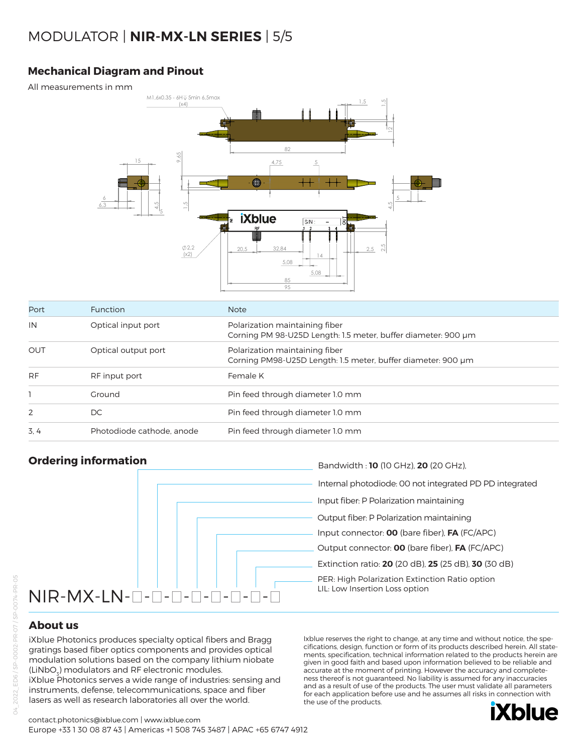## Mechanical Diagram and Pinout

All measurements in mm

M1,6x0.35 - 6H 5min 6,5max (x4)

1,5
1,5
12
82
9,65
15
4,75
5
6
6,3
4,5
5
1,5
4,5
5
IN
iXblue
S/N : -
OUT
RF
1 2 3 4
⌀2,2 (x2)
20,5
32,84
2,5
2,5
14
5,08
5,08
85
95

| Port | Function | Note |
|---|---|---|
| IN | Optical input port | Polarization maintaining fiber<br>Corning PM 98-U25D Length: 1.5 meter, buffer diameter: 900 µm |
| OUT | Optical output port | Polarization maintaining fiber<br>Corning PM98-U25D Length: 1.5 meter, buffer diameter: 900 µm |
| RF | RF input port | Female K |
| 1 | Ground | Pin feed through diameter 1.0 mm |
| 2 | DC | Pin feed through diameter 1.0 mm |
| 3, 4 | Photodiode cathode, anode | Pin feed through diameter 1.0 mm |

## Ordering information

NIR-MX-LN-□-□-□-□-□-□-□-□

- Bandwidth : **10** (10 GHz), **20** (20 GHz),
- Internal photodiode: 00 not integrated PD PD integrated
- Input fiber: P Polarization maintaining
- Output fiber: P Polarization maintaining
- Input connector: **00** (bare fiber), **FA** (FC/APC)
- Output connector: **00** (bare fiber), **FA** (FC/APC)
- Extinction ratio: **20** (20 dB), **25** (25 dB), **30** (30 dB)
- PER: High Polarization Extinction Ratio option
  LIL: Low Insertion Loss option

## About us

iXblue Photonics produces specialty optical fibers and Bragg gratings based fiber optics components and provides optical modulation solutions based on the company lithium niobate ($LiNbO_3$) modulators and RF electronic modules.
iXblue Photonics serves a wide range of industries: sensing and instruments, defense, telecommunications, space and fiber lasers as well as research laboratories all over the world.

Ixblue reserves the right to change, at any time and without notice, the specifications, design, function or form of its products described herein. All statements, specification, technical information related to the products herein are given in good faith and based upon information believed to be reliable and accurate at the moment of printing. However the accuracy and completeness thereof is not guaranteed. No liability is assumed for any inaccuracies and as a result of use of the products. The user must validate all parameters for each application before use and he assumes all risks in connection with the use of the products.

contact.photonics@ixblue.com | www.ixblue.com
Europe +33 1 30 08 87 43 | Americas +1 508 745 3487 | APAC +65 6747 4912

04_2022_ED6 / SP-0002-PR-07 / SP-0074-PR-05